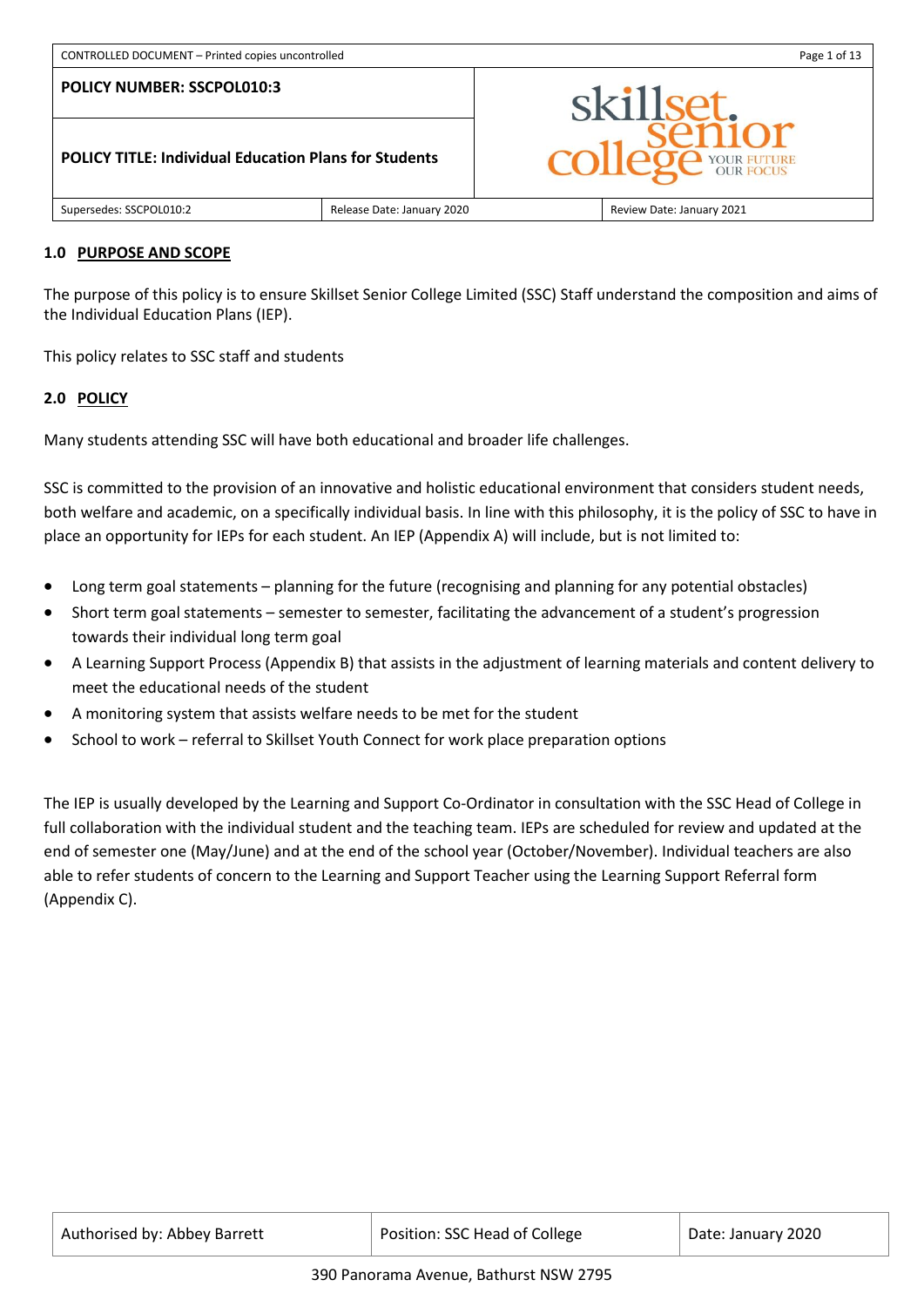| POLICY NUMBER: SSCPOL010:3 | |
|---|---|
| **POLICY TITLE: Individual Education Plans for Students** | |
| Supersedes: SSCPOL010:2 | Release Date: January 2020 | Review Date: January 2021 |

## 1.0 PURPOSE AND SCOPE

The purpose of this policy is to ensure Skillset Senior College Limited (SSC) Staff understand the composition and aims of the Individual Education Plans (IEP).

This policy relates to SSC staff and students

## 2.0 POLICY

Many students attending SSC will have both educational and broader life challenges.

SSC is committed to the provision of an innovative and holistic educational environment that considers student needs, both welfare and academic, on a specifically individual basis. In line with this philosophy, it is the policy of SSC to have in place an opportunity for IEPs for each student. An IEP (Appendix A) will include, but is not limited to:

- Long term goal statements – planning for the future (recognising and planning for any potential obstacles)
- Short term goal statements – semester to semester, facilitating the advancement of a student's progression towards their individual long term goal
- A Learning Support Process (Appendix B) that assists in the adjustment of learning materials and content delivery to meet the educational needs of the student
- A monitoring system that assists welfare needs to be met for the student
- School to work – referral to Skillset Youth Connect for work place preparation options

The IEP is usually developed by the Learning and Support Co-Ordinator in consultation with the SSC Head of College in full collaboration with the individual student and the teaching team. IEPs are scheduled for review and updated at the end of semester one (May/June) and at the end of the school year (October/November). Individual teachers are also able to refer students of concern to the Learning and Support Teacher using the Learning Support Referral form (Appendix C).

| Authorised by: Abbey Barrett | Position: SSC Head of College | Date: January 2020 |
|---|---|---|

390 Panorama Avenue, Bathurst NSW 2795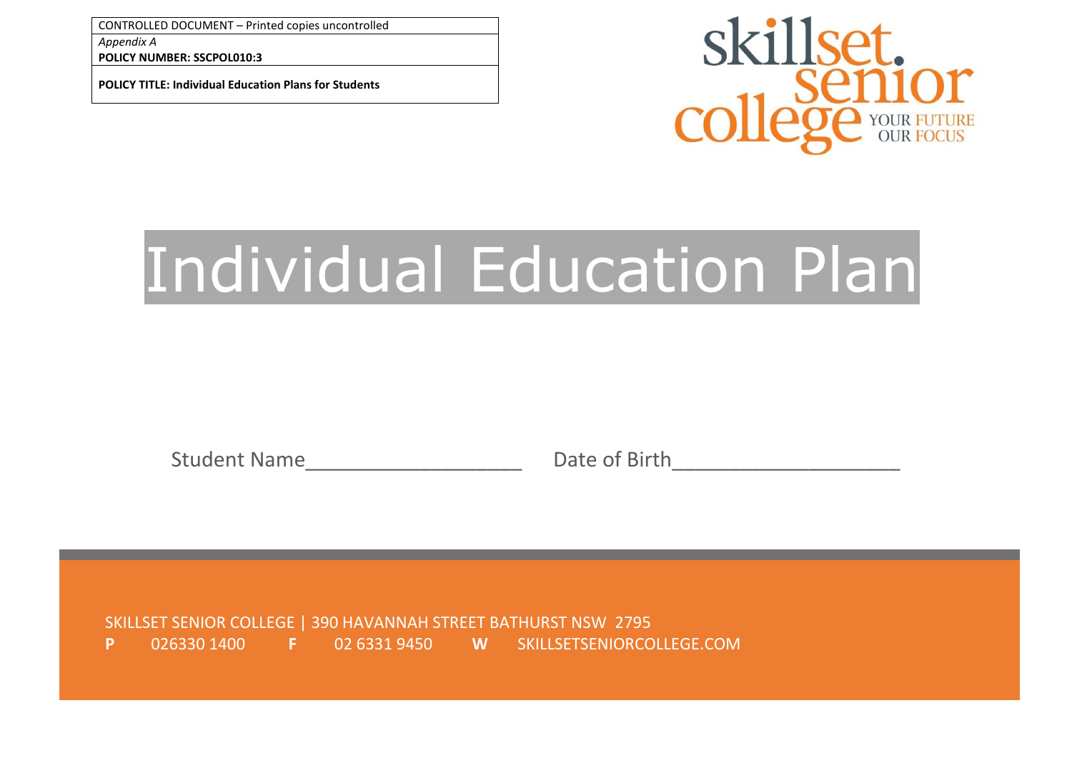| CONTROLLED DOCUMENT – Printed copies uncontrolled |
| --- |
| *Appendix A*<br>**POLICY NUMBER: SSCPOL010:3** |
| **POLICY TITLE: Individual Education Plans for Students** |

skillset. senior college YOUR FUTURE OUR FOCUS

# Individual Education Plan

Student Name___________________ Date of Birth____________________

SKILLSET SENIOR COLLEGE | 390 HAVANNAH STREET BATHURST NSW 2795

**P** 026330 1400 **F** 02 6331 9450 **W** SKILLSETSENIORCOLLEGE.COM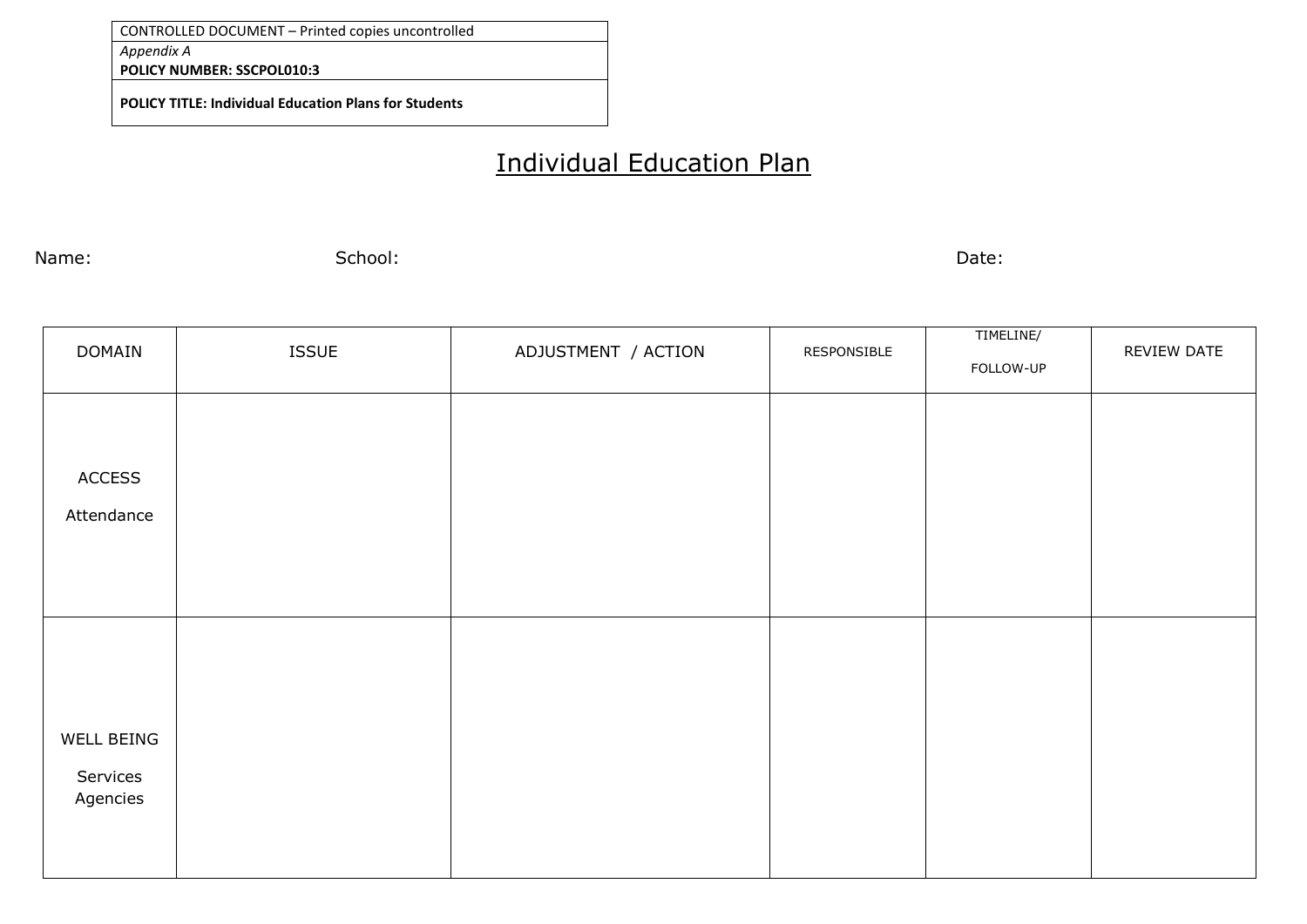| CONTROLLED DOCUMENT – Printed copies uncontrolled |
|---|
| *Appendix A* **POLICY NUMBER: SSCPOL010:3** |
| **POLICY TITLE: Individual Education Plans for Students** |

# Individual Education Plan

Name: School: Date:

| DOMAIN | ISSUE | ADJUSTMENT / ACTION | RESPONSIBLE | TIMELINE/ FOLLOW-UP | REVIEW DATE |
|---|---|---|---|---|---|
| ACCESS Attendance | | | | | |
| WELL BEING Services Agencies | | | | | |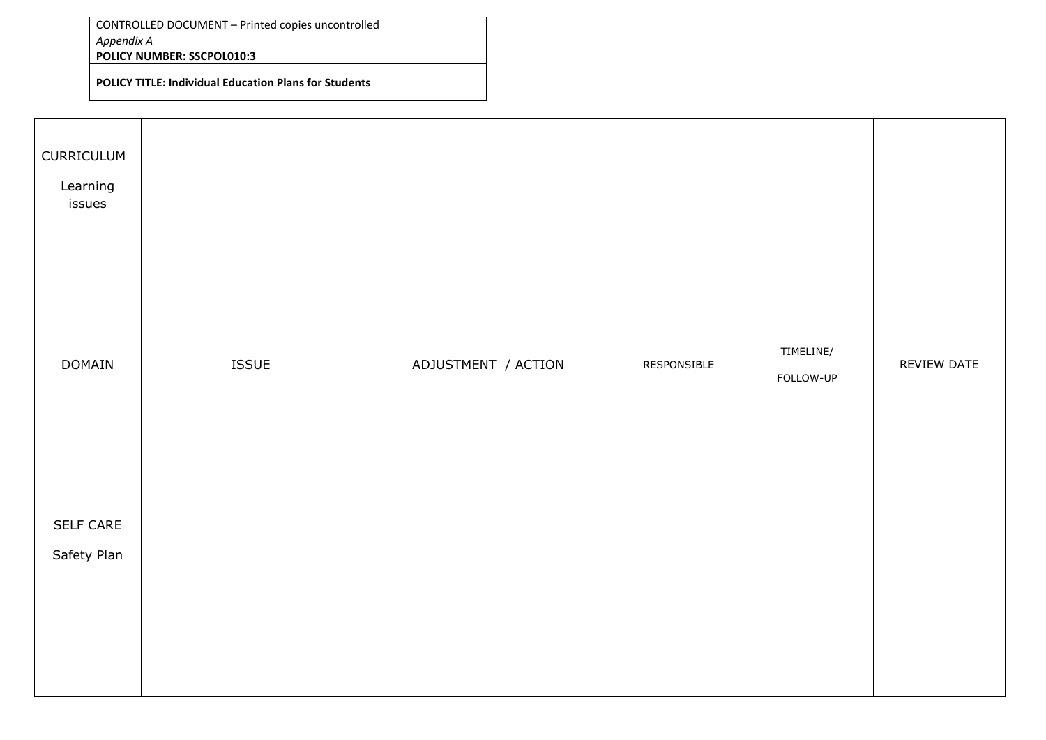| CONTROLLED DOCUMENT – Printed copies uncontrolled |
|---|
| *Appendix A* **POLICY NUMBER: SSCPOL010:3** |
| **POLICY TITLE: Individual Education Plans for Students** |

| CURRICULUM Learning issues | | | | | |
|---|---|---|---|---|---|
| DOMAIN | ISSUE | ADJUSTMENT / ACTION | RESPONSIBLE | TIMELINE/ FOLLOW-UP | REVIEW DATE |
| SELF CARE Safety Plan | | | | | |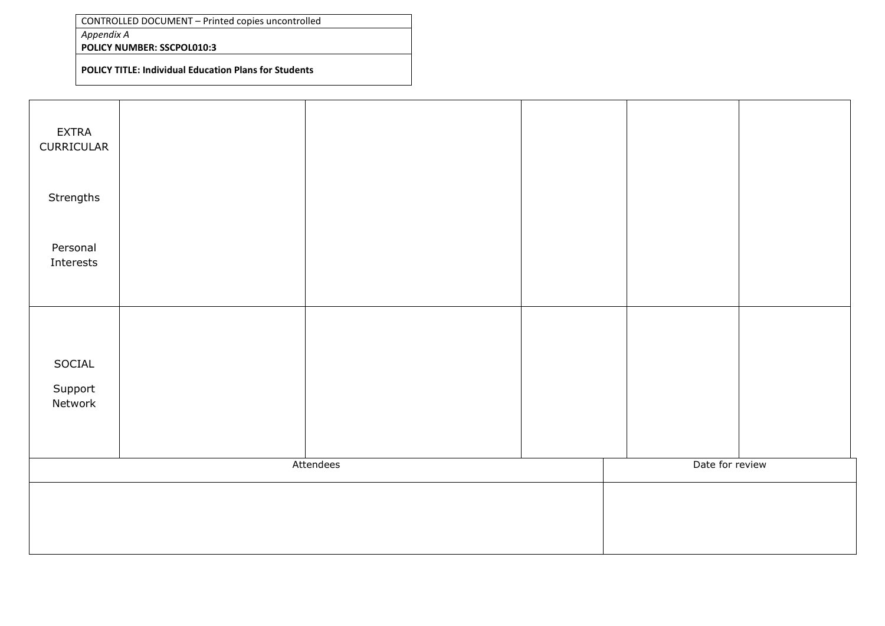| CONTROLLED DOCUMENT – Printed copies uncontrolled |
|---|
| *Appendix A*<br>**POLICY NUMBER: SSCPOL010:3** |
| **POLICY TITLE: Individual Education Plans for Students** |

| | | | | | |
|---|---|---|---|---|---|
| EXTRA CURRICULAR<br><br>Strengths<br><br>Personal Interests | | | | | |
| SOCIAL<br><br>Support Network | | | | | |

| Attendees | Date for review |
|---|---|
| | |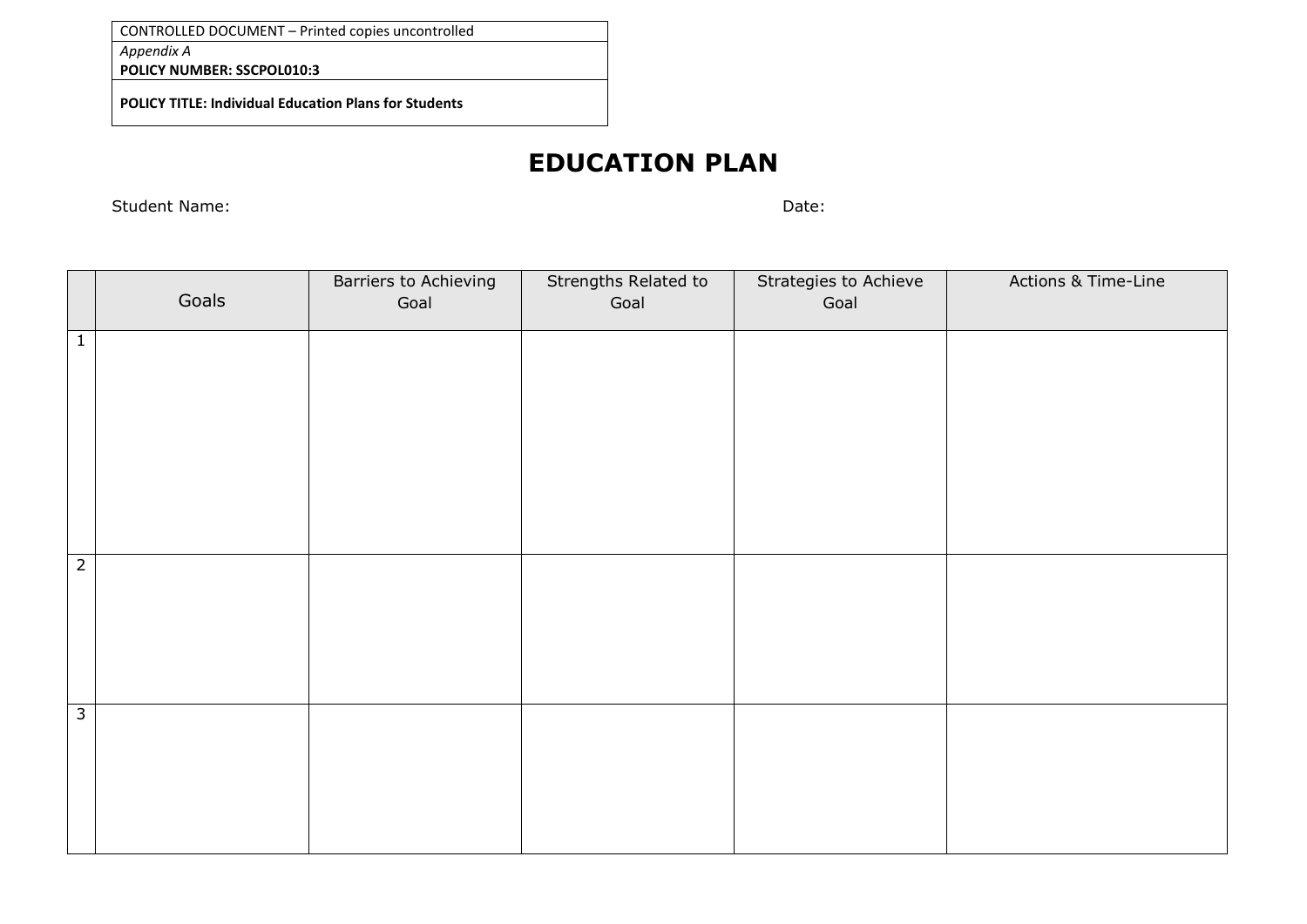| CONTROLLED DOCUMENT – Printed copies uncontrolled |
|---|
| *Appendix A* **POLICY NUMBER: SSCPOL010:3** |
| **POLICY TITLE: Individual Education Plans for Students** |

# EDUCATION PLAN

Student Name: Date:

| | Goals | Barriers to Achieving Goal | Strengths Related to Goal | Strategies to Achieve Goal | Actions & Time-Line |
|---|---|---|---|---|---|
| 1 | | | | | |
| 2 | | | | | |
| 3 | | | | | |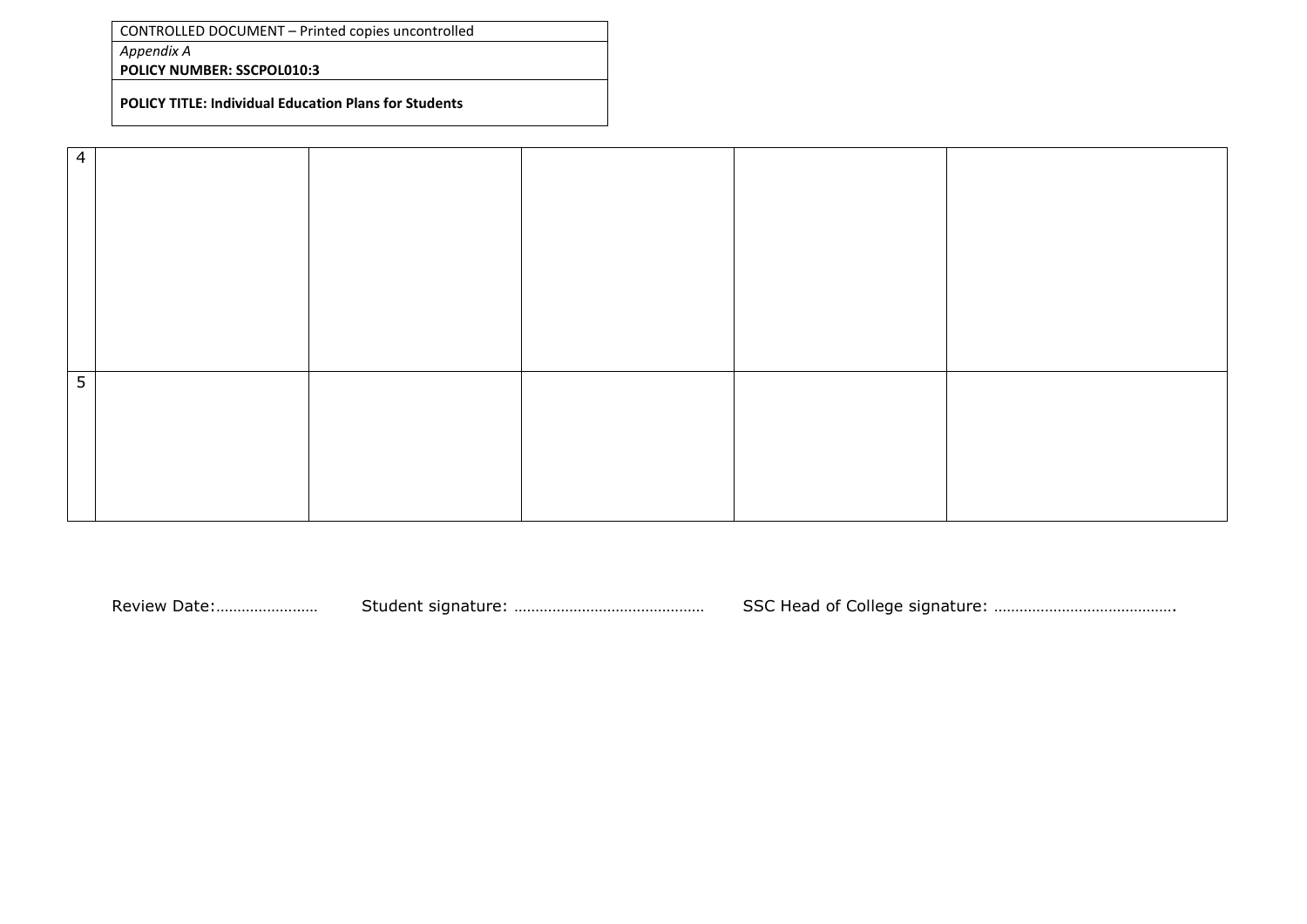CONTROLLED DOCUMENT – Printed copies uncontrolled

*Appendix A*

**POLICY NUMBER: SSCPOL010:3**

**POLICY TITLE: Individual Education Plans for Students**

| | | | | | |
|---|---|---|---|---|---|
| 4 | | | | | |
| 5 | | | | | |

Review Date:…………………… Student signature: ……………………………………… SSC Head of College signature: …………………………………….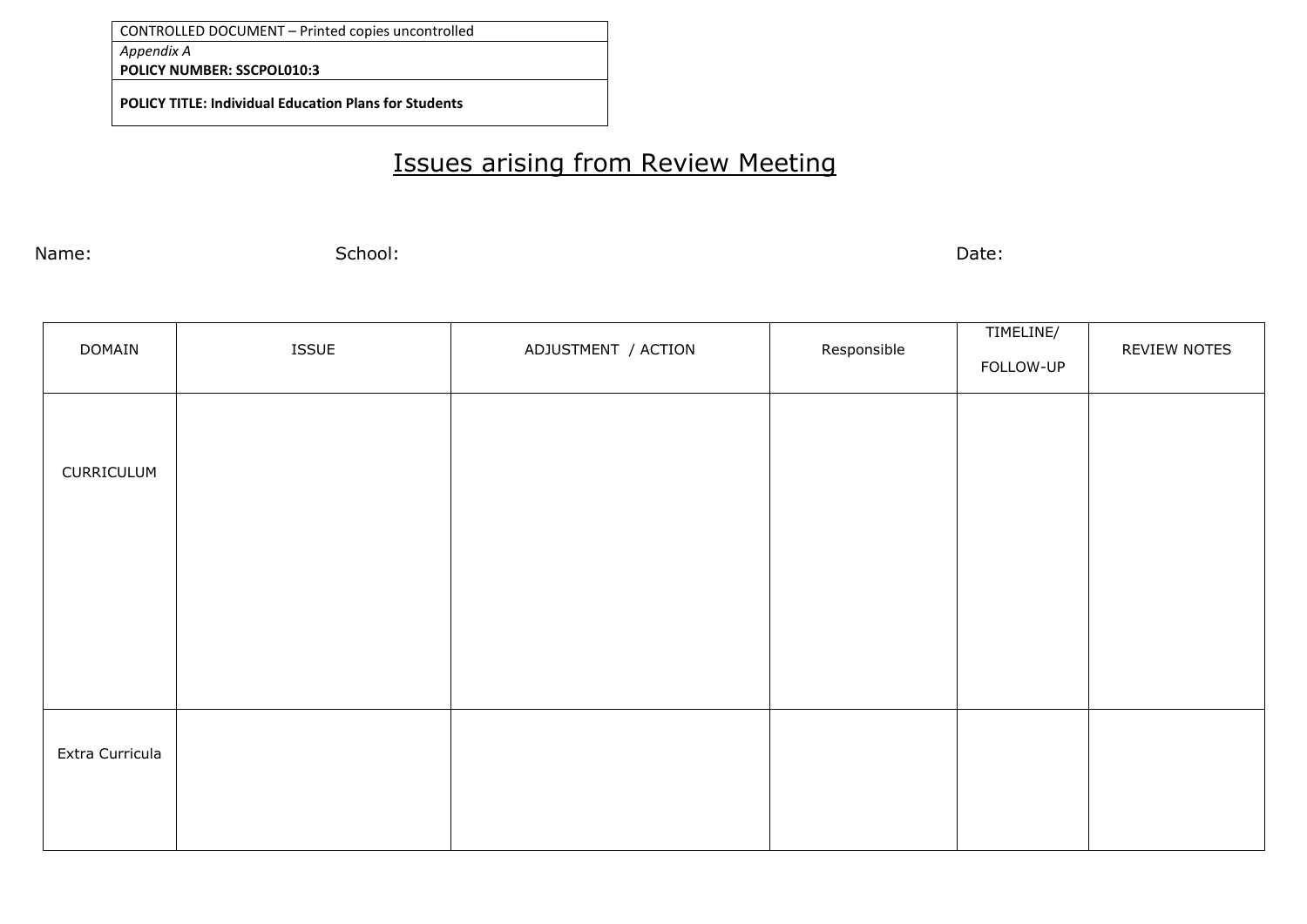| CONTROLLED DOCUMENT – Printed copies uncontrolled |
|---|
| *Appendix A*<br>**POLICY NUMBER: SSCPOL010:3** |
| **POLICY TITLE: Individual Education Plans for Students** |

# Issues arising from Review Meeting

Name: School: Date:

| DOMAIN | ISSUE | ADJUSTMENT / ACTION | Responsible | TIMELINE/<br>FOLLOW-UP | REVIEW NOTES |
|---|---|---|---|---|---|
| CURRICULUM | | | | | |
| Extra Curricula | | | | | |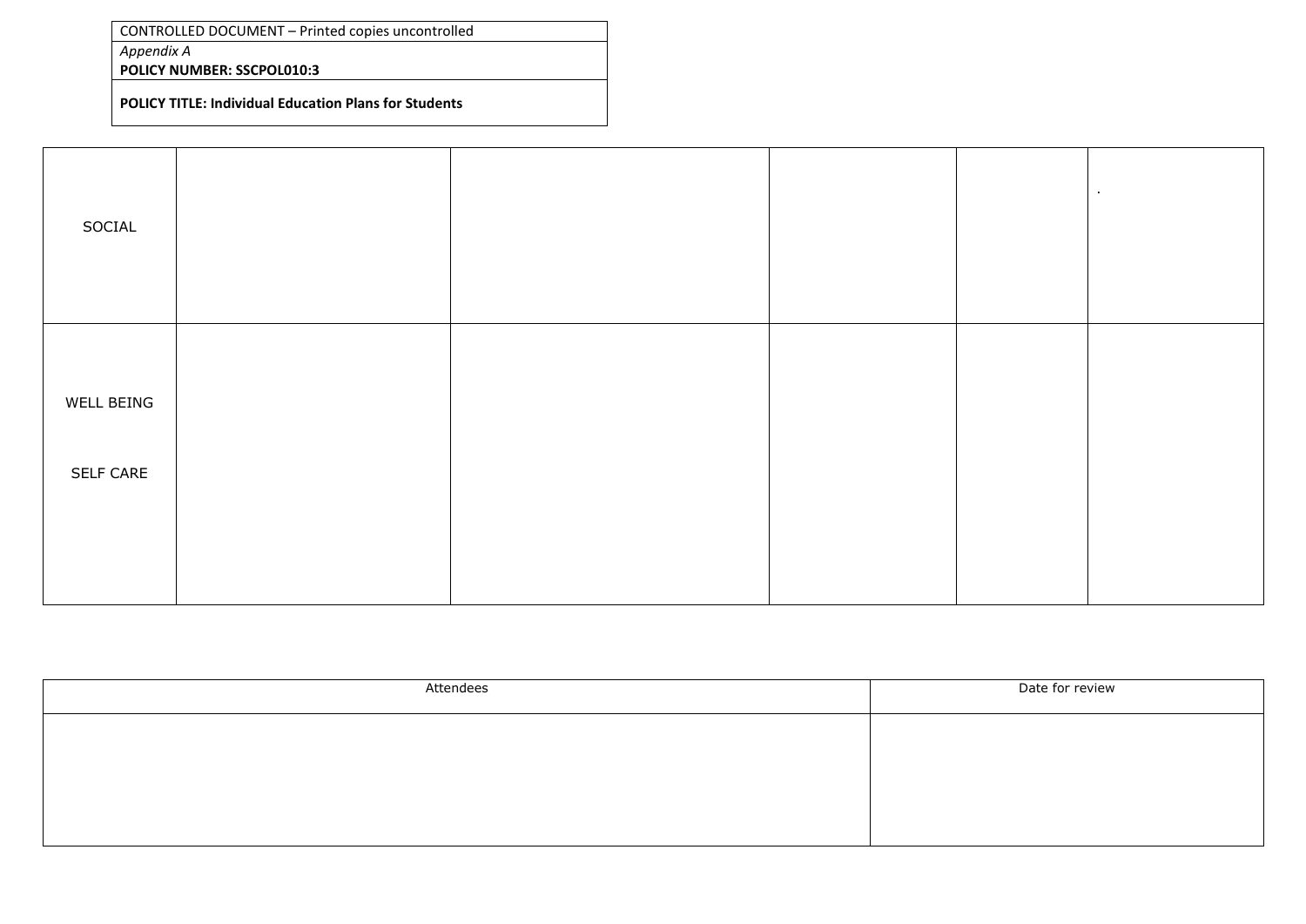| CONTROLLED DOCUMENT – Printed copies uncontrolled |
| --- |
| *Appendix A*<br>**POLICY NUMBER: SSCPOL010:3** |
| **POLICY TITLE: Individual Education Plans for Students** |

| | | | | | |
| --- | --- | --- | --- | --- | --- |
| SOCIAL | | | | | . |
| WELL BEING<br><br>SELF CARE | | | | | |

| Attendees | Date for review |
| --- | --- |
| | |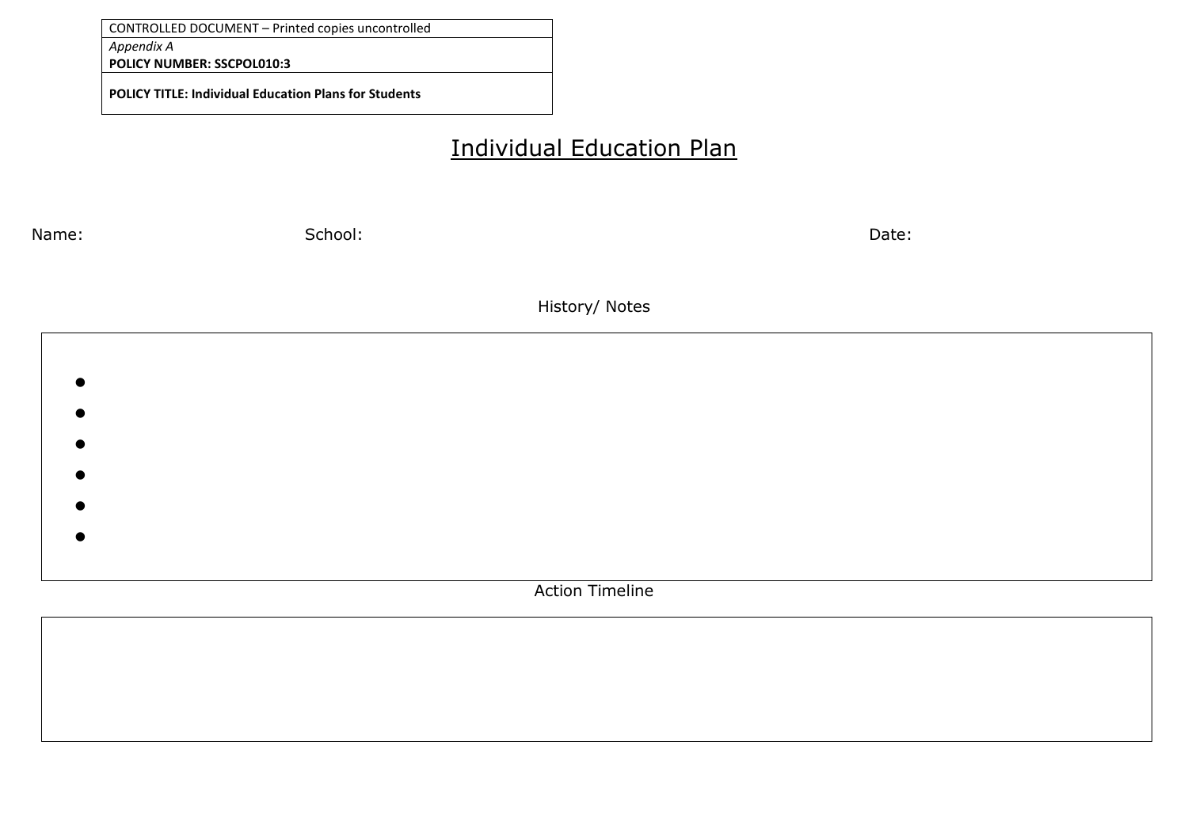| CONTROLLED DOCUMENT – Printed copies uncontrolled |
| --- |
| *Appendix A*<br>**POLICY NUMBER: SSCPOL010:3** |
| **POLICY TITLE: Individual Education Plans for Students** |

# Individual Education Plan

Name: School: Date:

History/ Notes

- 
- 
- 
- 
- 
- 

Action Timeline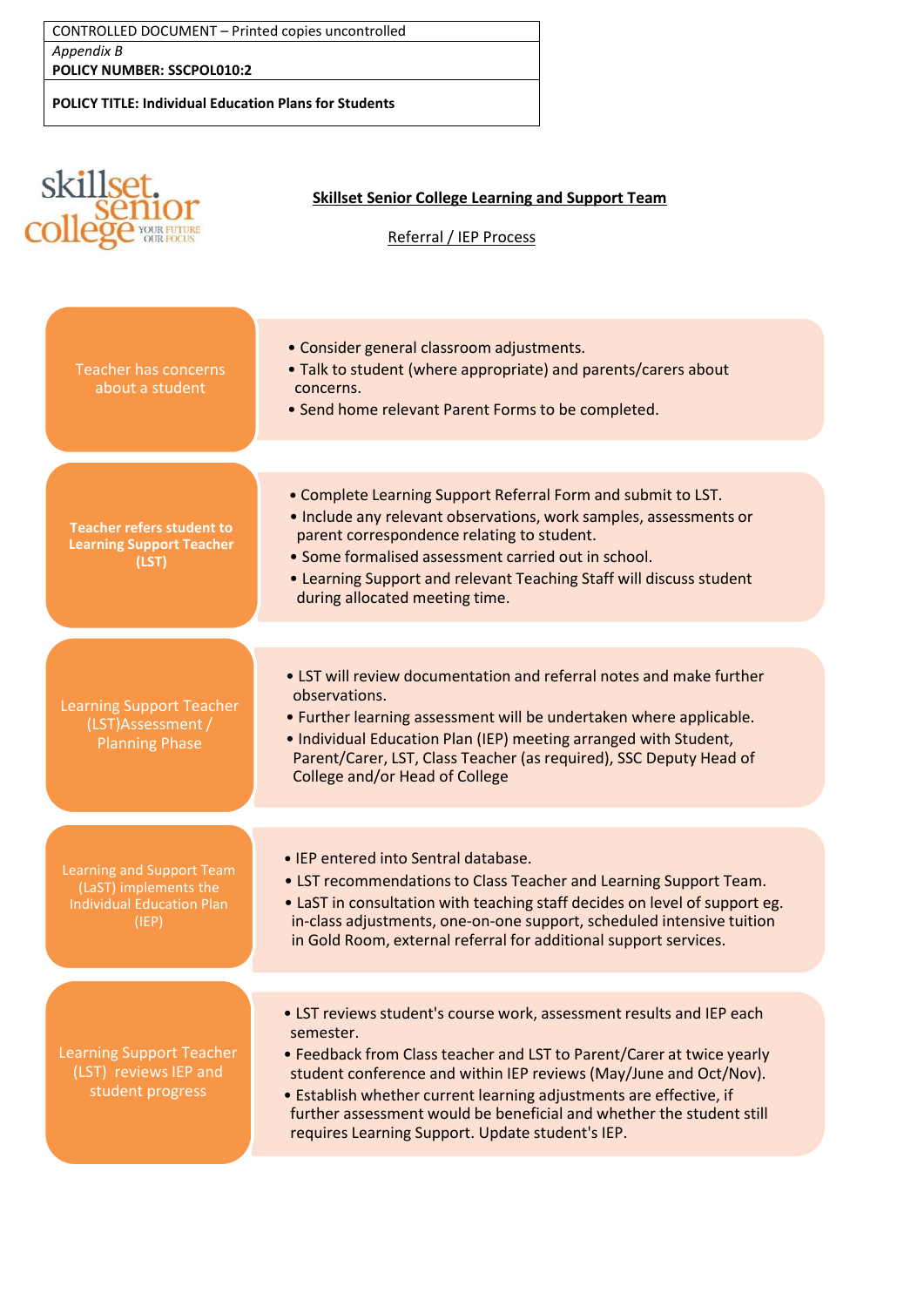CONTROLLED DOCUMENT – Printed copies uncontrolled

*Appendix B*

**POLICY NUMBER: SSCPOL010:2**

**POLICY TITLE: Individual Education Plans for Students**

## Skillset Senior College Learning and Support Team

### Referral / IEP Process

**Teacher has concerns about a student**

- Consider general classroom adjustments.
- Talk to student (where appropriate) and parents/carers about concerns.
- Send home relevant Parent Forms to be completed.

**Teacher refers student to Learning Support Teacher (LST)**

- Complete Learning Support Referral Form and submit to LST.
- Include any relevant observations, work samples, assessments or parent correspondence relating to student.
- Some formalised assessment carried out in school.
- Learning Support and relevant Teaching Staff will discuss student during allocated meeting time.

**Learning Support Teacher (LST)Assessment / Planning Phase**

- LST will review documentation and referral notes and make further observations.
- Further learning assessment will be undertaken where applicable.
- Individual Education Plan (IEP) meeting arranged with Student, Parent/Carer, LST, Class Teacher (as required), SSC Deputy Head of College and/or Head of College

**Learning and Support Team (LaST) implements the Individual Education Plan (IEP)**

- IEP entered into Sentral database.
- LST recommendations to Class Teacher and Learning Support Team.
- LaST in consultation with teaching staff decides on level of support eg. in-class adjustments, one-on-one support, scheduled intensive tuition in Gold Room, external referral for additional support services.

**Learning Support Teacher (LST) reviews IEP and student progress**

- LST reviews student's course work, assessment results and IEP each semester.
- Feedback from Class teacher and LST to Parent/Carer at twice yearly student conference and within IEP reviews (May/June and Oct/Nov).
- Establish whether current learning adjustments are effective, if further assessment would be beneficial and whether the student still requires Learning Support. Update student's IEP.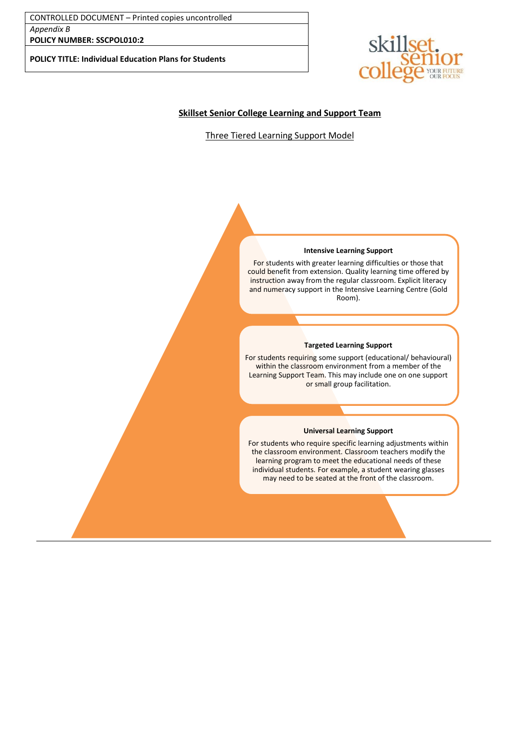CONTROLLED DOCUMENT – Printed copies uncontrolled

*Appendix B*

**POLICY NUMBER: SSCPOL010:2**

**POLICY TITLE: Individual Education Plans for Students**

## Skillset Senior College Learning and Support Team

### Three Tiered Learning Support Model

**Intensive Learning Support**

For students with greater learning difficulties or those that could benefit from extension. Quality learning time offered by instruction away from the regular classroom. Explicit literacy and numeracy support in the Intensive Learning Centre (Gold Room).

**Targeted Learning Support**

For students requiring some support (educational/ behavioural) within the classroom environment from a member of the Learning Support Team. This may include one on one support or small group facilitation.

**Universal Learning Support**

For students who require specific learning adjustments within the classroom environment. Classroom teachers modify the learning program to meet the educational needs of these individual students. For example, a student wearing glasses may need to be seated at the front of the classroom.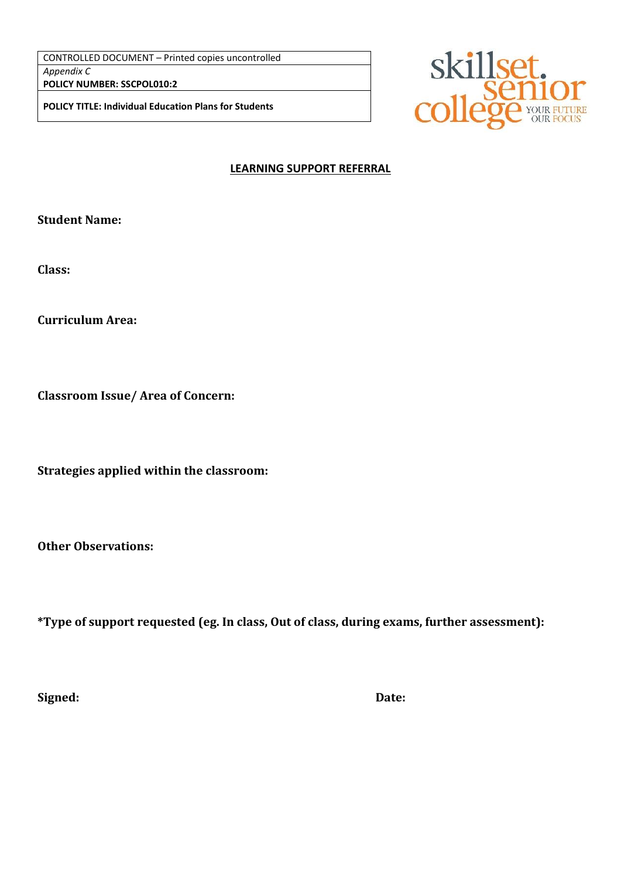| CONTROLLED DOCUMENT – Printed copies uncontrolled |
| --- |
| *Appendix C* |
| **POLICY NUMBER: SSCPOL010:2** |
| **POLICY TITLE: Individual Education Plans for Students** |

skillset. senior college YOUR FUTURE OUR FOCUS

## LEARNING SUPPORT REFERRAL

**Student Name:**

**Class:**

**Curriculum Area:**

**Classroom Issue/ Area of Concern:**

**Strategies applied within the classroom:**

**Other Observations:**

***Type of support requested (eg. In class, Out of class, during exams, further assessment):**

**Signed:** **Date:**